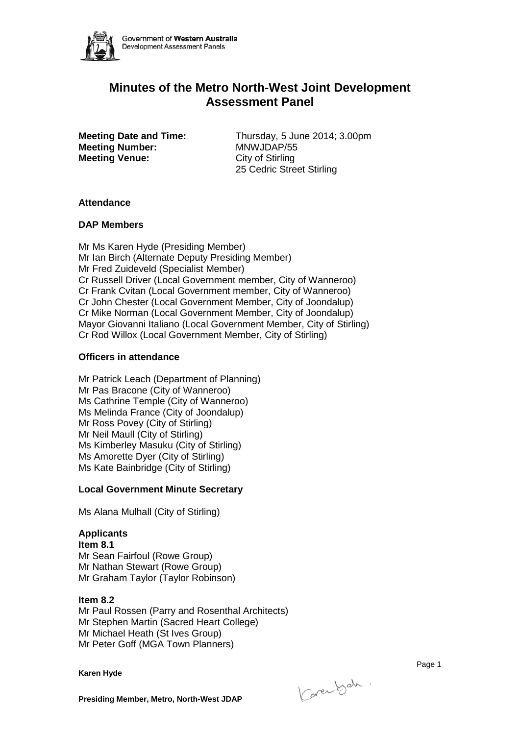# Minutes of the Metro North-West Joint Development Assessment Panel

**Meeting Date and Time:** Thursday, 5 June 2014; 3.00pm
**Meeting Number:** MNWJDAP/55
**Meeting Venue:** City of Stirling
25 Cedric Street Stirling

### Attendance

### DAP Members

Mr Ms Karen Hyde (Presiding Member)
Mr Ian Birch (Alternate Deputy Presiding Member)
Mr Fred Zuideveld (Specialist Member)
Cr Russell Driver (Local Government member, City of Wanneroo)
Cr Frank Cvitan (Local Government member, City of Wanneroo)
Cr John Chester (Local Government Member, City of Joondalup)
Cr Mike Norman (Local Government Member, City of Joondalup)
Mayor Giovanni Italiano (Local Government Member, City of Stirling)
Cr Rod Willox (Local Government Member, City of Stirling)

### Officers in attendance

Mr Patrick Leach (Department of Planning)
Mr Pas Bracone (City of Wanneroo)
Ms Cathrine Temple (City of Wanneroo)
Ms Melinda France (City of Joondalup)
Mr Ross Povey (City of Stirling)
Mr Neil Maull (City of Stirling)
Ms Kimberley Masuku (City of Stirling)
Ms Amorette Dyer (City of Stirling)
Ms Kate Bainbridge (City of Stirling)

### Local Government Minute Secretary

Ms Alana Mulhall (City of Stirling)

### Applicants

**Item 8.1**
Mr Sean Fairfoul (Rowe Group)
Mr Nathan Stewart (Rowe Group)
Mr Graham Taylor (Taylor Robinson)

**Item 8.2**
Mr Paul Rossen (Parry and Rosenthal Architects)
Mr Stephen Martin (Sacred Heart College)
Mr Michael Heath (St Ives Group)
Mr Peter Goff (MGA Town Planners)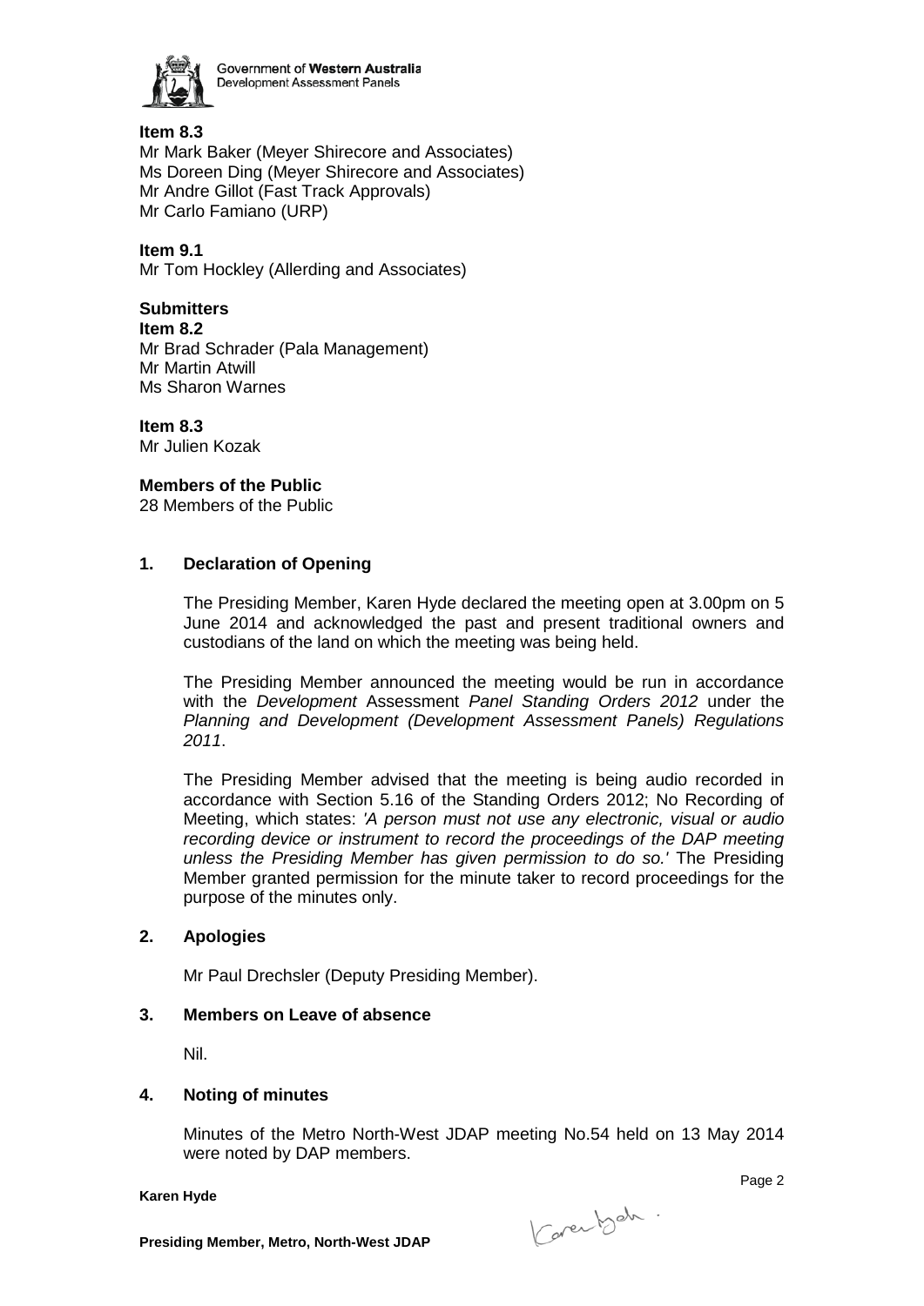**Item 8.3**
Mr Mark Baker (Meyer Shirecore and Associates)
Ms Doreen Ding (Meyer Shirecore and Associates)
Mr Andre Gillot (Fast Track Approvals)
Mr Carlo Famiano (URP)

**Item 9.1**
Mr Tom Hockley (Allerding and Associates)

**Submitters**

**Item 8.2**
Mr Brad Schrader (Pala Management)
Mr Martin Atwill
Ms Sharon Warnes

**Item 8.3**
Mr Julien Kozak

**Members of the Public**
28 Members of the Public

## 1. Declaration of Opening

The Presiding Member, Karen Hyde declared the meeting open at 3.00pm on 5 June 2014 and acknowledged the past and present traditional owners and custodians of the land on which the meeting was being held.

The Presiding Member announced the meeting would be run in accordance with the *Development* Assessment *Panel Standing Orders 2012* under the *Planning and Development (Development Assessment Panels) Regulations 2011*.

The Presiding Member advised that the meeting is being audio recorded in accordance with Section 5.16 of the Standing Orders 2012; No Recording of Meeting, which states: *'A person must not use any electronic, visual or audio recording device or instrument to record the proceedings of the DAP meeting unless the Presiding Member has given permission to do so.'* The Presiding Member granted permission for the minute taker to record proceedings for the purpose of the minutes only.

## 2. Apologies

Mr Paul Drechsler (Deputy Presiding Member).

## 3. Members on Leave of absence

Nil.

## 4. Noting of minutes

Minutes of the Metro North-West JDAP meeting No.54 held on 13 May 2014 were noted by DAP members.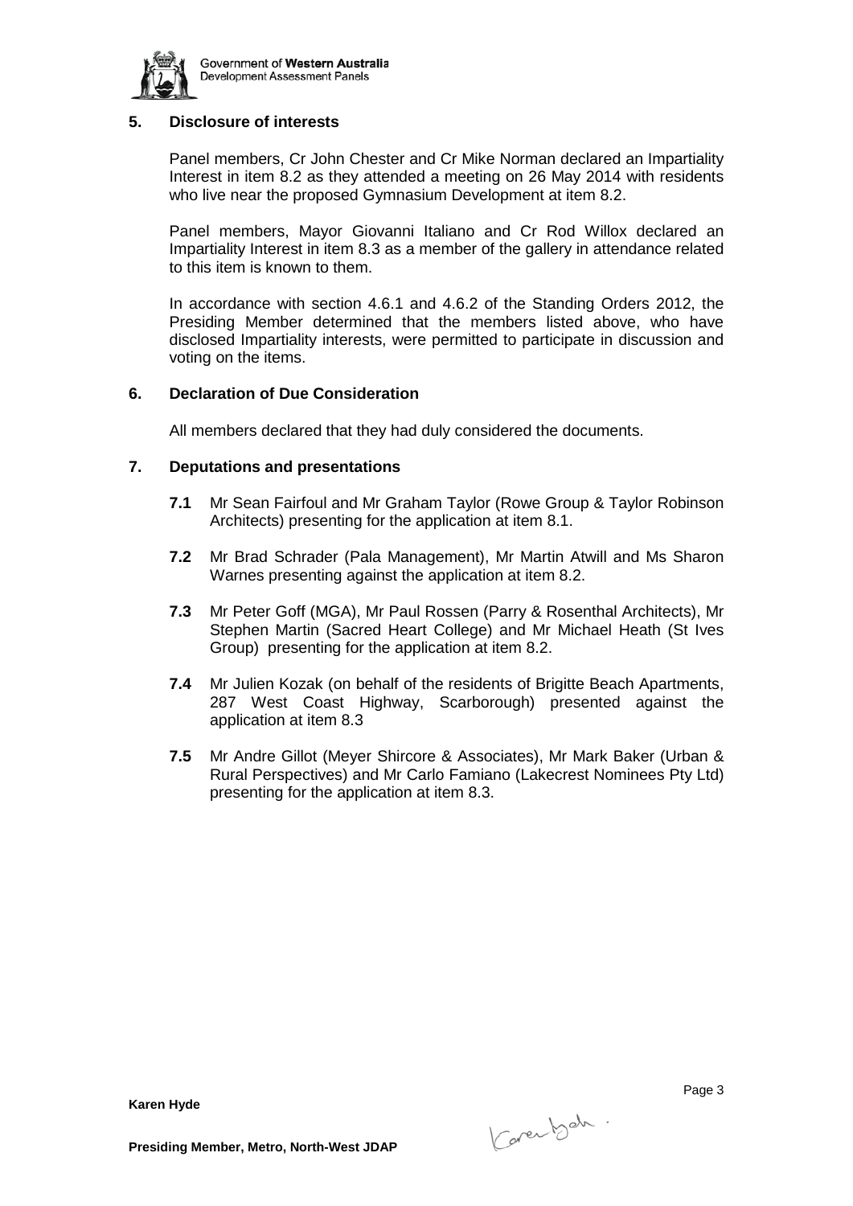## 5. Disclosure of interests

Panel members, Cr John Chester and Cr Mike Norman declared an Impartiality Interest in item 8.2 as they attended a meeting on 26 May 2014 with residents who live near the proposed Gymnasium Development at item 8.2.

Panel members, Mayor Giovanni Italiano and Cr Rod Willox declared an Impartiality Interest in item 8.3 as a member of the gallery in attendance related to this item is known to them.

In accordance with section 4.6.1 and 4.6.2 of the Standing Orders 2012, the Presiding Member determined that the members listed above, who have disclosed Impartiality interests, were permitted to participate in discussion and voting on the items.

## 6. Declaration of Due Consideration

All members declared that they had duly considered the documents.

## 7. Deputations and presentations

**7.1** Mr Sean Fairfoul and Mr Graham Taylor (Rowe Group & Taylor Robinson Architects) presenting for the application at item 8.1.

**7.2** Mr Brad Schrader (Pala Management), Mr Martin Atwill and Ms Sharon Warnes presenting against the application at item 8.2.

**7.3** Mr Peter Goff (MGA), Mr Paul Rossen (Parry & Rosenthal Architects), Mr Stephen Martin (Sacred Heart College) and Mr Michael Heath (St Ives Group) presenting for the application at item 8.2.

**7.4** Mr Julien Kozak (on behalf of the residents of Brigitte Beach Apartments, 287 West Coast Highway, Scarborough) presented against the application at item 8.3

**7.5** Mr Andre Gillot (Meyer Shircore & Associates), Mr Mark Baker (Urban & Rural Perspectives) and Mr Carlo Famiano (Lakecrest Nominees Pty Ltd) presenting for the application at item 8.3.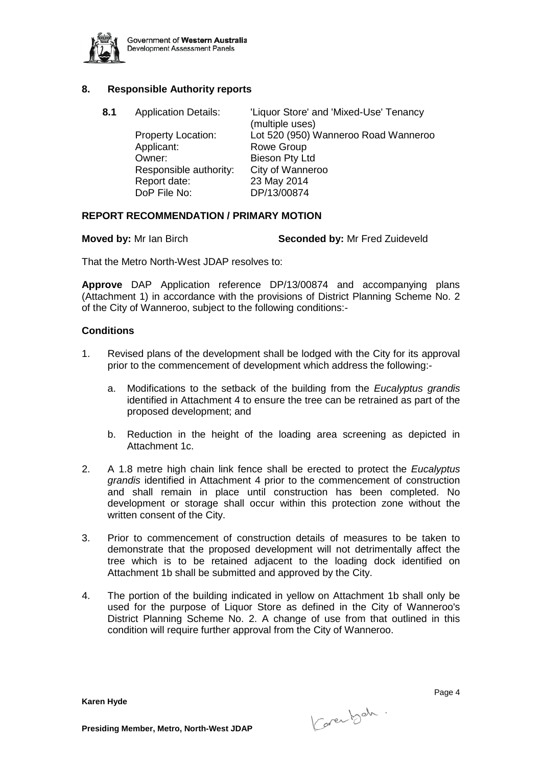## 8. Responsible Authority reports

**8.1** Application Details: 'Liquor Store' and 'Mixed-Use' Tenancy (multiple uses)
Property Location: Lot 520 (950) Wanneroo Road Wanneroo
Applicant: Rowe Group
Owner: Bieson Pty Ltd
Responsible authority: City of Wanneroo
Report date: 23 May 2014
DoP File No: DP/13/00874

### REPORT RECOMMENDATION / PRIMARY MOTION

**Moved by:** Mr Ian Birch **Seconded by:** Mr Fred Zuideveld

That the Metro North-West JDAP resolves to:

**Approve** DAP Application reference DP/13/00874 and accompanying plans (Attachment 1) in accordance with the provisions of District Planning Scheme No. 2 of the City of Wanneroo, subject to the following conditions:-

### Conditions

1. Revised plans of the development shall be lodged with the City for its approval prior to the commencement of development which address the following:-

   a. Modifications to the setback of the building from the *Eucalyptus grandis* identified in Attachment 4 to ensure the tree can be retrained as part of the proposed development; and

   b. Reduction in the height of the loading area screening as depicted in Attachment 1c.

2. A 1.8 metre high chain link fence shall be erected to protect the *Eucalyptus grandis* identified in Attachment 4 prior to the commencement of construction and shall remain in place until construction has been completed. No development or storage shall occur within this protection zone without the written consent of the City.

3. Prior to commencement of construction details of measures to be taken to demonstrate that the proposed development will not detrimentally affect the tree which is to be retained adjacent to the loading dock identified on Attachment 1b shall be submitted and approved by the City.

4. The portion of the building indicated in yellow on Attachment 1b shall only be used for the purpose of Liquor Store as defined in the City of Wanneroo's District Planning Scheme No. 2. A change of use from that outlined in this condition will require further approval from the City of Wanneroo.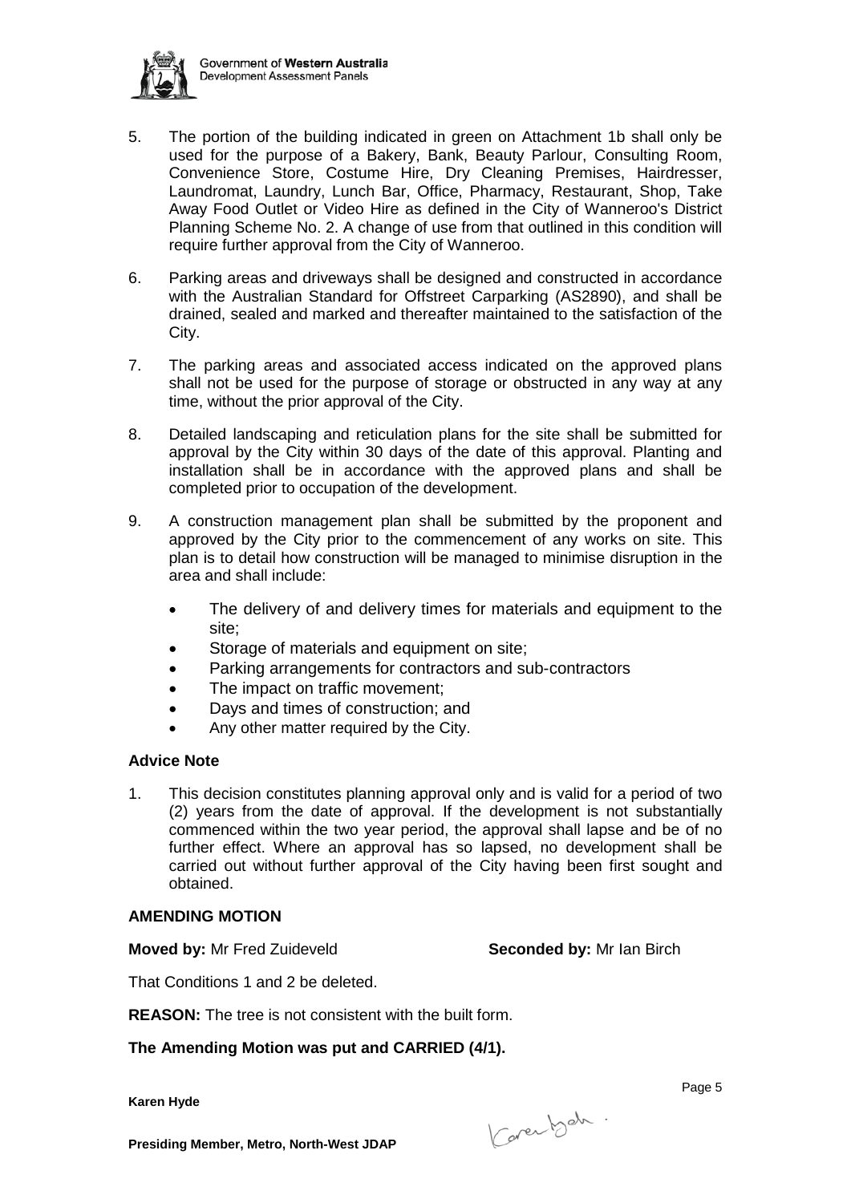5. The portion of the building indicated in green on Attachment 1b shall only be used for the purpose of a Bakery, Bank, Beauty Parlour, Consulting Room, Convenience Store, Costume Hire, Dry Cleaning Premises, Hairdresser, Laundromat, Laundry, Lunch Bar, Office, Pharmacy, Restaurant, Shop, Take Away Food Outlet or Video Hire as defined in the City of Wanneroo's District Planning Scheme No. 2. A change of use from that outlined in this condition will require further approval from the City of Wanneroo.

6. Parking areas and driveways shall be designed and constructed in accordance with the Australian Standard for Offstreet Carparking (AS2890), and shall be drained, sealed and marked and thereafter maintained to the satisfaction of the City.

7. The parking areas and associated access indicated on the approved plans shall not be used for the purpose of storage or obstructed in any way at any time, without the prior approval of the City.

8. Detailed landscaping and reticulation plans for the site shall be submitted for approval by the City within 30 days of the date of this approval. Planting and installation shall be in accordance with the approved plans and shall be completed prior to occupation of the development.

9. A construction management plan shall be submitted by the proponent and approved by the City prior to the commencement of any works on site. This plan is to detail how construction will be managed to minimise disruption in the area and shall include:

   - The delivery of and delivery times for materials and equipment to the site;
   - Storage of materials and equipment on site;
   - Parking arrangements for contractors and sub-contractors
   - The impact on traffic movement;
   - Days and times of construction; and
   - Any other matter required by the City.

**Advice Note**

1. This decision constitutes planning approval only and is valid for a period of two (2) years from the date of approval. If the development is not substantially commenced within the two year period, the approval shall lapse and be of no further effect. Where an approval has so lapsed, no development shall be carried out without further approval of the City having been first sought and obtained.

**AMENDING MOTION**

**Moved by:** Mr Fred Zuideveld **Seconded by:** Mr Ian Birch

That Conditions 1 and 2 be deleted.

**REASON:** The tree is not consistent with the built form.

**The Amending Motion was put and CARRIED (4/1).**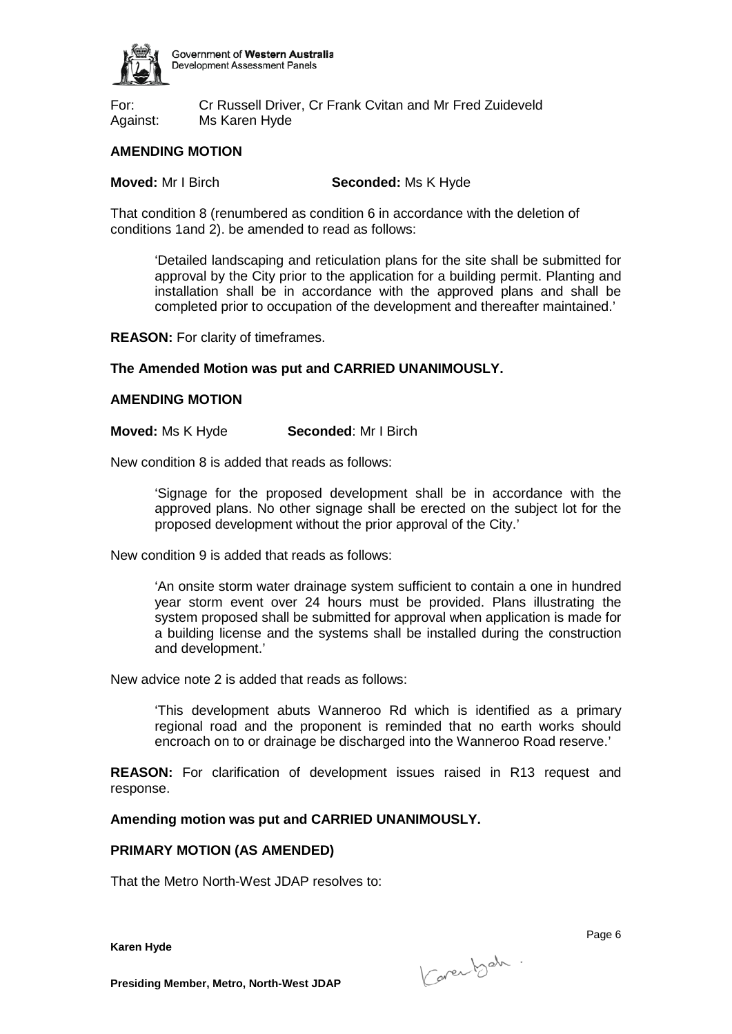For: Cr Russell Driver, Cr Frank Cvitan and Mr Fred Zuideveld
Against: Ms Karen Hyde

**AMENDING MOTION**

**Moved:** Mr I Birch **Seconded:** Ms K Hyde

That condition 8 (renumbered as condition 6 in accordance with the deletion of conditions 1and 2). be amended to read as follows:

> 'Detailed landscaping and reticulation plans for the site shall be submitted for approval by the City prior to the application for a building permit. Planting and installation shall be in accordance with the approved plans and shall be completed prior to occupation of the development and thereafter maintained.'

**REASON:** For clarity of timeframes.

**The Amended Motion was put and CARRIED UNANIMOUSLY.**

**AMENDING MOTION**

**Moved:** Ms K Hyde **Seconded**: Mr I Birch

New condition 8 is added that reads as follows:

> 'Signage for the proposed development shall be in accordance with the approved plans. No other signage shall be erected on the subject lot for the proposed development without the prior approval of the City.'

New condition 9 is added that reads as follows:

> 'An onsite storm water drainage system sufficient to contain a one in hundred year storm event over 24 hours must be provided. Plans illustrating the system proposed shall be submitted for approval when application is made for a building license and the systems shall be installed during the construction and development.'

New advice note 2 is added that reads as follows:

> 'This development abuts Wanneroo Rd which is identified as a primary regional road and the proponent is reminded that no earth works should encroach on to or drainage be discharged into the Wanneroo Road reserve.'

**REASON:** For clarification of development issues raised in R13 request and response.

**Amending motion was put and CARRIED UNANIMOUSLY.**

**PRIMARY MOTION (AS AMENDED)**

That the Metro North-West JDAP resolves to: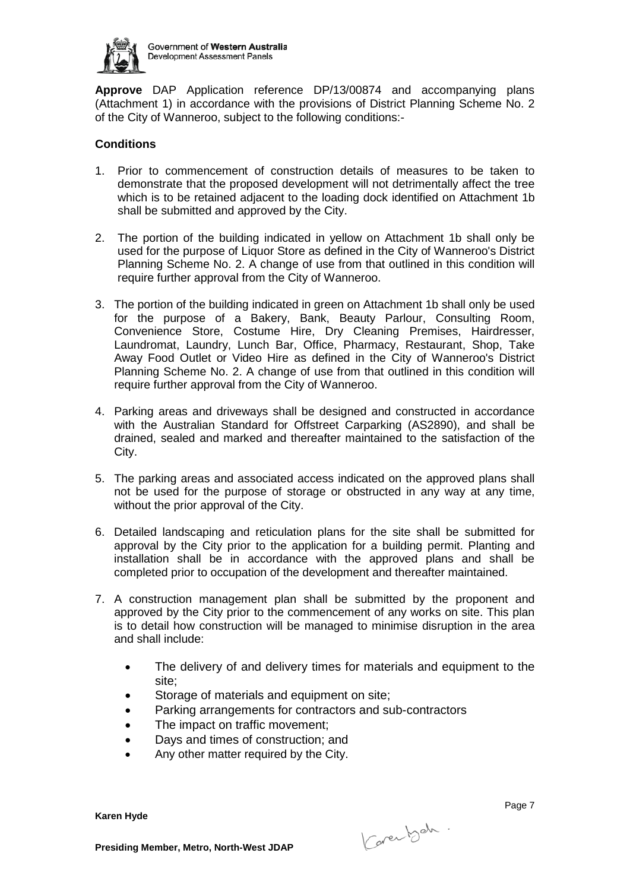**Approve** DAP Application reference DP/13/00874 and accompanying plans (Attachment 1) in accordance with the provisions of District Planning Scheme No. 2 of the City of Wanneroo, subject to the following conditions:-

**Conditions**

1. Prior to commencement of construction details of measures to be taken to demonstrate that the proposed development will not detrimentally affect the tree which is to be retained adjacent to the loading dock identified on Attachment 1b shall be submitted and approved by the City.

2. The portion of the building indicated in yellow on Attachment 1b shall only be used for the purpose of Liquor Store as defined in the City of Wanneroo's District Planning Scheme No. 2. A change of use from that outlined in this condition will require further approval from the City of Wanneroo.

3. The portion of the building indicated in green on Attachment 1b shall only be used for the purpose of a Bakery, Bank, Beauty Parlour, Consulting Room, Convenience Store, Costume Hire, Dry Cleaning Premises, Hairdresser, Laundromat, Laundry, Lunch Bar, Office, Pharmacy, Restaurant, Shop, Take Away Food Outlet or Video Hire as defined in the City of Wanneroo's District Planning Scheme No. 2. A change of use from that outlined in this condition will require further approval from the City of Wanneroo.

4. Parking areas and driveways shall be designed and constructed in accordance with the Australian Standard for Offstreet Carparking (AS2890), and shall be drained, sealed and marked and thereafter maintained to the satisfaction of the City.

5. The parking areas and associated access indicated on the approved plans shall not be used for the purpose of storage or obstructed in any way at any time, without the prior approval of the City.

6. Detailed landscaping and reticulation plans for the site shall be submitted for approval by the City prior to the application for a building permit. Planting and installation shall be in accordance with the approved plans and shall be completed prior to occupation of the development and thereafter maintained.

7. A construction management plan shall be submitted by the proponent and approved by the City prior to the commencement of any works on site. This plan is to detail how construction will be managed to minimise disruption in the area and shall include:

   - The delivery of and delivery times for materials and equipment to the site;
   - Storage of materials and equipment on site;
   - Parking arrangements for contractors and sub-contractors
   - The impact on traffic movement;
   - Days and times of construction; and
   - Any other matter required by the City.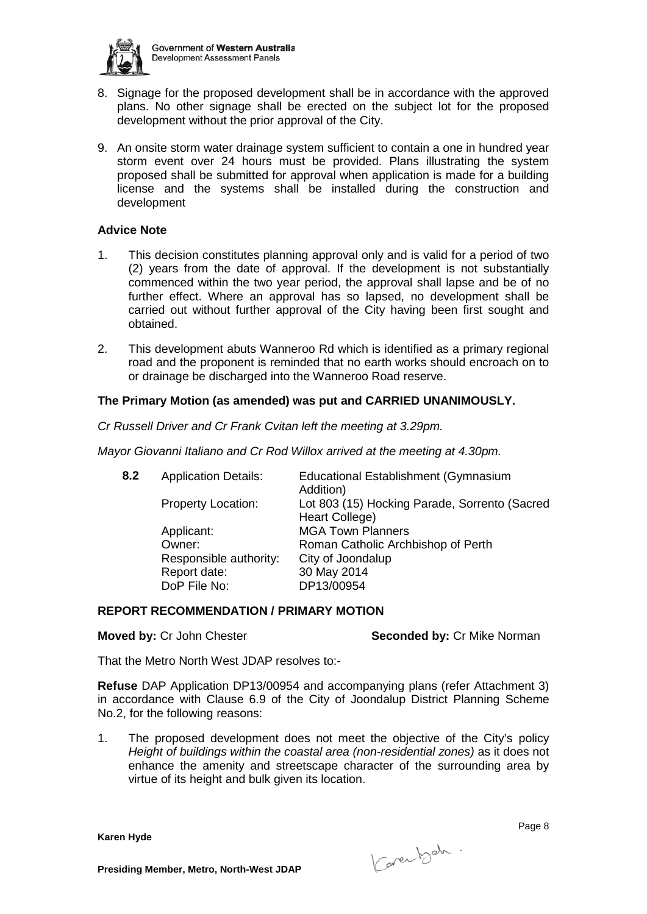8. Signage for the proposed development shall be in accordance with the approved plans. No other signage shall be erected on the subject lot for the proposed development without the prior approval of the City.

9. An onsite storm water drainage system sufficient to contain a one in hundred year storm event over 24 hours must be provided. Plans illustrating the system proposed shall be submitted for approval when application is made for a building license and the systems shall be installed during the construction and development

**Advice Note**

1. This decision constitutes planning approval only and is valid for a period of two (2) years from the date of approval. If the development is not substantially commenced within the two year period, the approval shall lapse and be of no further effect. Where an approval has so lapsed, no development shall be carried out without further approval of the City having been first sought and obtained.

2. This development abuts Wanneroo Rd which is identified as a primary regional road and the proponent is reminded that no earth works should encroach on to or drainage be discharged into the Wanneroo Road reserve.

**The Primary Motion (as amended) was put and CARRIED UNANIMOUSLY.**

*Cr Russell Driver and Cr Frank Cvitan left the meeting at 3.29pm.*

*Mayor Giovanni Italiano and Cr Rod Willox arrived at the meeting at 4.30pm.*

| **8.2** | Application Details: | Educational Establishment (Gymnasium Addition) |
|---|---|---|
| | Property Location: | Lot 803 (15) Hocking Parade, Sorrento (Sacred Heart College) |
| | Applicant: | MGA Town Planners |
| | Owner: | Roman Catholic Archbishop of Perth |
| | Responsible authority: | City of Joondalup |
| | Report date: | 30 May 2014 |
| | DoP File No: | DP13/00954 |

**REPORT RECOMMENDATION / PRIMARY MOTION**

**Moved by:** Cr John Chester **Seconded by:** Cr Mike Norman

That the Metro North West JDAP resolves to:-

**Refuse** DAP Application DP13/00954 and accompanying plans (refer Attachment 3) in accordance with Clause 6.9 of the City of Joondalup District Planning Scheme No.2, for the following reasons:

1. The proposed development does not meet the objective of the City's policy *Height of buildings within the coastal area (non-residential zones)* as it does not enhance the amenity and streetscape character of the surrounding area by virtue of its height and bulk given its location.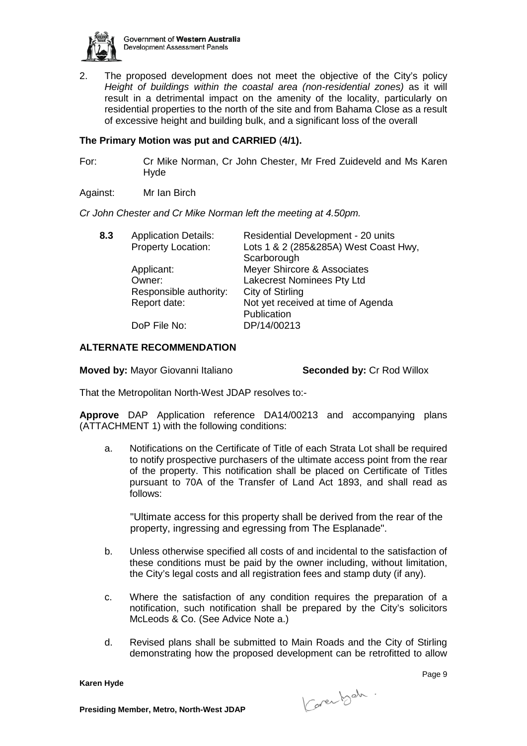2. The proposed development does not meet the objective of the City's policy *Height of buildings within the coastal area (non-residential zones)* as it will result in a detrimental impact on the amenity of the locality, particularly on residential properties to the north of the site and from Bahama Close as a result of excessive height and building bulk, and a significant loss of the overall

**The Primary Motion was put and CARRIED (4/1).**

For: Cr Mike Norman, Cr John Chester, Mr Fred Zuideveld and Ms Karen Hyde

Against: Mr Ian Birch

*Cr John Chester and Cr Mike Norman left the meeting at 4.50pm.*

| **8.3** | Application Details: | Residential Development - 20 units |
|---|---|---|
| | Property Location: | Lots 1 & 2 (285&285A) West Coast Hwy, Scarborough |
| | Applicant: | Meyer Shircore & Associates |
| | Owner: | Lakecrest Nominees Pty Ltd |
| | Responsible authority: | City of Stirling |
| | Report date: | Not yet received at time of Agenda Publication |
| | DoP File No: | DP/14/00213 |

**ALTERNATE RECOMMENDATION**

**Moved by:** Mayor Giovanni Italiano **Seconded by:** Cr Rod Willox

That the Metropolitan North-West JDAP resolves to:-

**Approve** DAP Application reference DA14/00213 and accompanying plans (ATTACHMENT 1) with the following conditions:

a. Notifications on the Certificate of Title of each Strata Lot shall be required to notify prospective purchasers of the ultimate access point from the rear of the property. This notification shall be placed on Certificate of Titles pursuant to 70A of the Transfer of Land Act 1893, and shall read as follows:

"Ultimate access for this property shall be derived from the rear of the property, ingressing and egressing from The Esplanade".

b. Unless otherwise specified all costs of and incidental to the satisfaction of these conditions must be paid by the owner including, without limitation, the City's legal costs and all registration fees and stamp duty (if any).

c. Where the satisfaction of any condition requires the preparation of a notification, such notification shall be prepared by the City's solicitors McLeods & Co. (See Advice Note a.)

d. Revised plans shall be submitted to Main Roads and the City of Stirling demonstrating how the proposed development can be retrofitted to allow

**Karen Hyde**

**Presiding Member, Metro, North-West JDAP**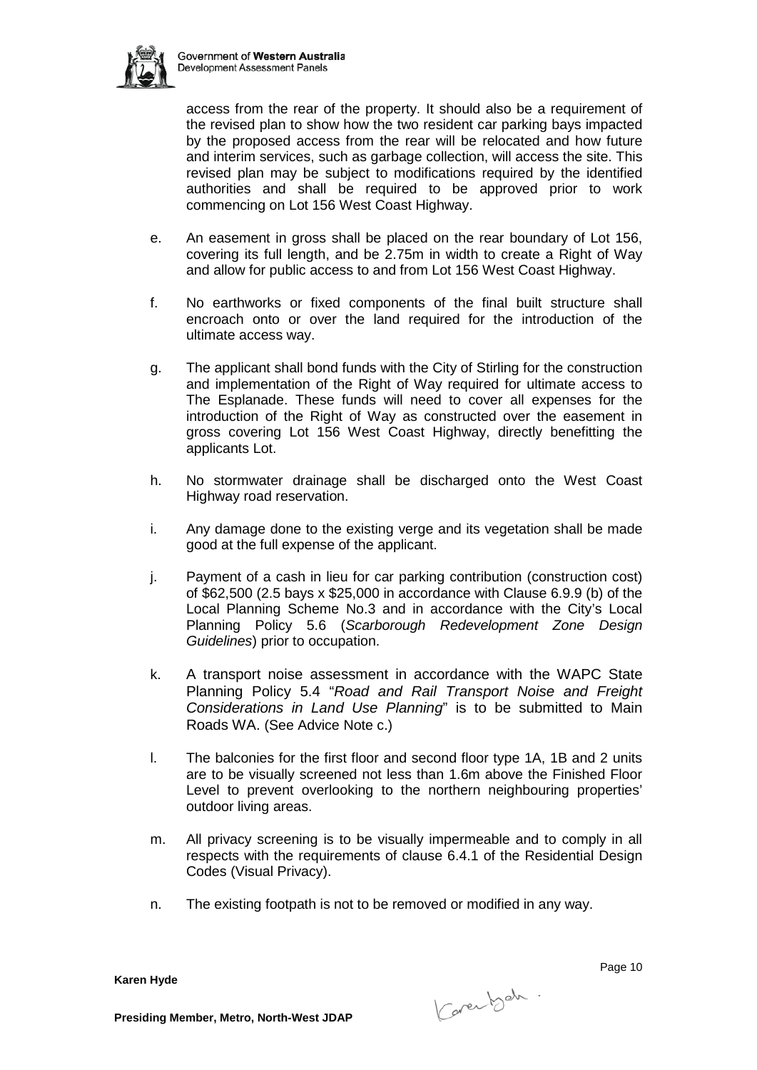access from the rear of the property. It should also be a requirement of the revised plan to show how the two resident car parking bays impacted by the proposed access from the rear will be relocated and how future and interim services, such as garbage collection, will access the site. This revised plan may be subject to modifications required by the identified authorities and shall be required to be approved prior to work commencing on Lot 156 West Coast Highway.

e. An easement in gross shall be placed on the rear boundary of Lot 156, covering its full length, and be 2.75m in width to create a Right of Way and allow for public access to and from Lot 156 West Coast Highway.

f. No earthworks or fixed components of the final built structure shall encroach onto or over the land required for the introduction of the ultimate access way.

g. The applicant shall bond funds with the City of Stirling for the construction and implementation of the Right of Way required for ultimate access to The Esplanade. These funds will need to cover all expenses for the introduction of the Right of Way as constructed over the easement in gross covering Lot 156 West Coast Highway, directly benefitting the applicants Lot.

h. No stormwater drainage shall be discharged onto the West Coast Highway road reservation.

i. Any damage done to the existing verge and its vegetation shall be made good at the full expense of the applicant.

j. Payment of a cash in lieu for car parking contribution (construction cost) of $62,500 (2.5 bays x $25,000 in accordance with Clause 6.9.9 (b) of the Local Planning Scheme No.3 and in accordance with the City's Local Planning Policy 5.6 (*Scarborough Redevelopment Zone Design Guidelines*) prior to occupation.

k. A transport noise assessment in accordance with the WAPC State Planning Policy 5.4 "*Road and Rail Transport Noise and Freight Considerations in Land Use Planning*" is to be submitted to Main Roads WA. (See Advice Note c.)

l. The balconies for the first floor and second floor type 1A, 1B and 2 units are to be visually screened not less than 1.6m above the Finished Floor Level to prevent overlooking to the northern neighbouring properties' outdoor living areas.

m. All privacy screening is to be visually impermeable and to comply in all respects with the requirements of clause 6.4.1 of the Residential Design Codes (Visual Privacy).

n. The existing footpath is not to be removed or modified in any way.

**Karen Hyde**

**Presiding Member, Metro, North-West JDAP**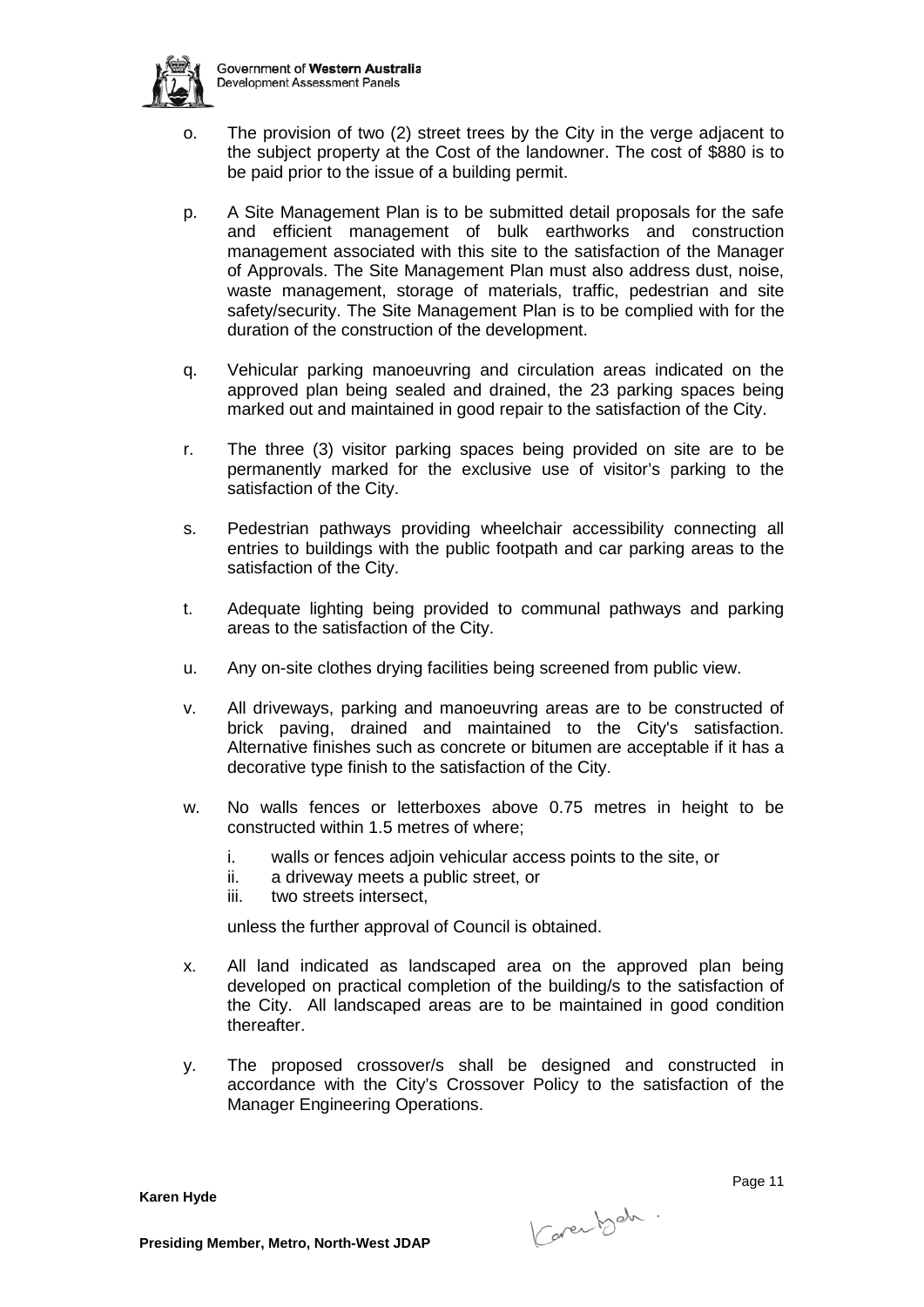o. The provision of two (2) street trees by the City in the verge adjacent to the subject property at the Cost of the landowner. The cost of $880 is to be paid prior to the issue of a building permit.

p. A Site Management Plan is to be submitted detail proposals for the safe and efficient management of bulk earthworks and construction management associated with this site to the satisfaction of the Manager of Approvals. The Site Management Plan must also address dust, noise, waste management, storage of materials, traffic, pedestrian and site safety/security. The Site Management Plan is to be complied with for the duration of the construction of the development.

q. Vehicular parking manoeuvring and circulation areas indicated on the approved plan being sealed and drained, the 23 parking spaces being marked out and maintained in good repair to the satisfaction of the City.

r. The three (3) visitor parking spaces being provided on site are to be permanently marked for the exclusive use of visitor's parking to the satisfaction of the City.

s. Pedestrian pathways providing wheelchair accessibility connecting all entries to buildings with the public footpath and car parking areas to the satisfaction of the City.

t. Adequate lighting being provided to communal pathways and parking areas to the satisfaction of the City.

u. Any on-site clothes drying facilities being screened from public view.

v. All driveways, parking and manoeuvring areas are to be constructed of brick paving, drained and maintained to the City's satisfaction. Alternative finishes such as concrete or bitumen are acceptable if it has a decorative type finish to the satisfaction of the City.

w. No walls fences or letterboxes above 0.75 metres in height to be constructed within 1.5 metres of where;

   i. walls or fences adjoin vehicular access points to the site, or
   ii. a driveway meets a public street, or
   iii. two streets intersect,

   unless the further approval of Council is obtained.

x. All land indicated as landscaped area on the approved plan being developed on practical completion of the building/s to the satisfaction of the City. All landscaped areas are to be maintained in good condition thereafter.

y. The proposed crossover/s shall be designed and constructed in accordance with the City's Crossover Policy to the satisfaction of the Manager Engineering Operations.

**Karen Hyde**

**Presiding Member, Metro, North-West JDAP**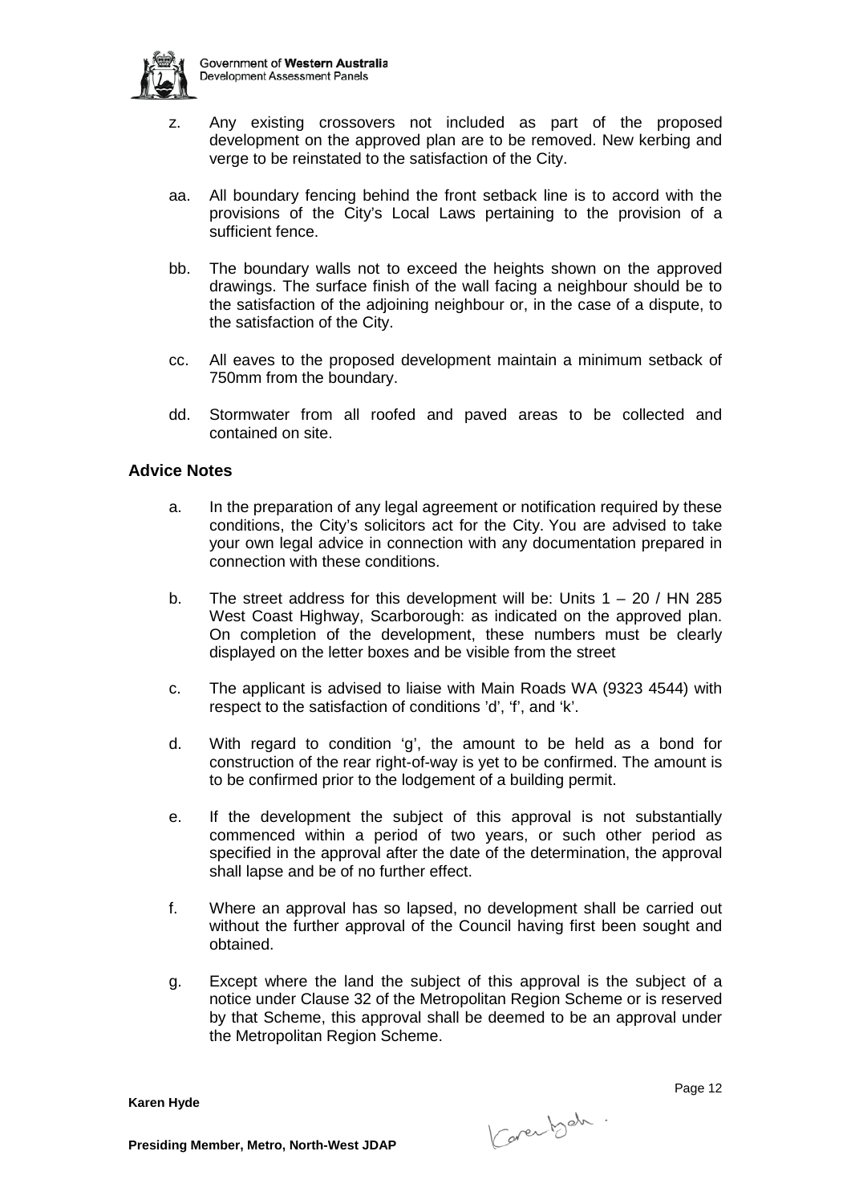z. Any existing crossovers not included as part of the proposed development on the approved plan are to be removed. New kerbing and verge to be reinstated to the satisfaction of the City.

aa. All boundary fencing behind the front setback line is to accord with the provisions of the City's Local Laws pertaining to the provision of a sufficient fence.

bb. The boundary walls not to exceed the heights shown on the approved drawings. The surface finish of the wall facing a neighbour should be to the satisfaction of the adjoining neighbour or, in the case of a dispute, to the satisfaction of the City.

cc. All eaves to the proposed development maintain a minimum setback of 750mm from the boundary.

dd. Stormwater from all roofed and paved areas to be collected and contained on site.

### Advice Notes

a. In the preparation of any legal agreement or notification required by these conditions, the City's solicitors act for the City. You are advised to take your own legal advice in connection with any documentation prepared in connection with these conditions.

b. The street address for this development will be: Units 1 – 20 / HN 285 West Coast Highway, Scarborough: as indicated on the approved plan. On completion of the development, these numbers must be clearly displayed on the letter boxes and be visible from the street

c. The applicant is advised to liaise with Main Roads WA (9323 4544) with respect to the satisfaction of conditions 'd', 'f', and 'k'.

d. With regard to condition 'g', the amount to be held as a bond for construction of the rear right-of-way is yet to be confirmed. The amount is to be confirmed prior to the lodgement of a building permit.

e. If the development the subject of this approval is not substantially commenced within a period of two years, or such other period as specified in the approval after the date of the determination, the approval shall lapse and be of no further effect.

f. Where an approval has so lapsed, no development shall be carried out without the further approval of the Council having first been sought and obtained.

g. Except where the land the subject of this approval is the subject of a notice under Clause 32 of the Metropolitan Region Scheme or is reserved by that Scheme, this approval shall be deemed to be an approval under the Metropolitan Region Scheme.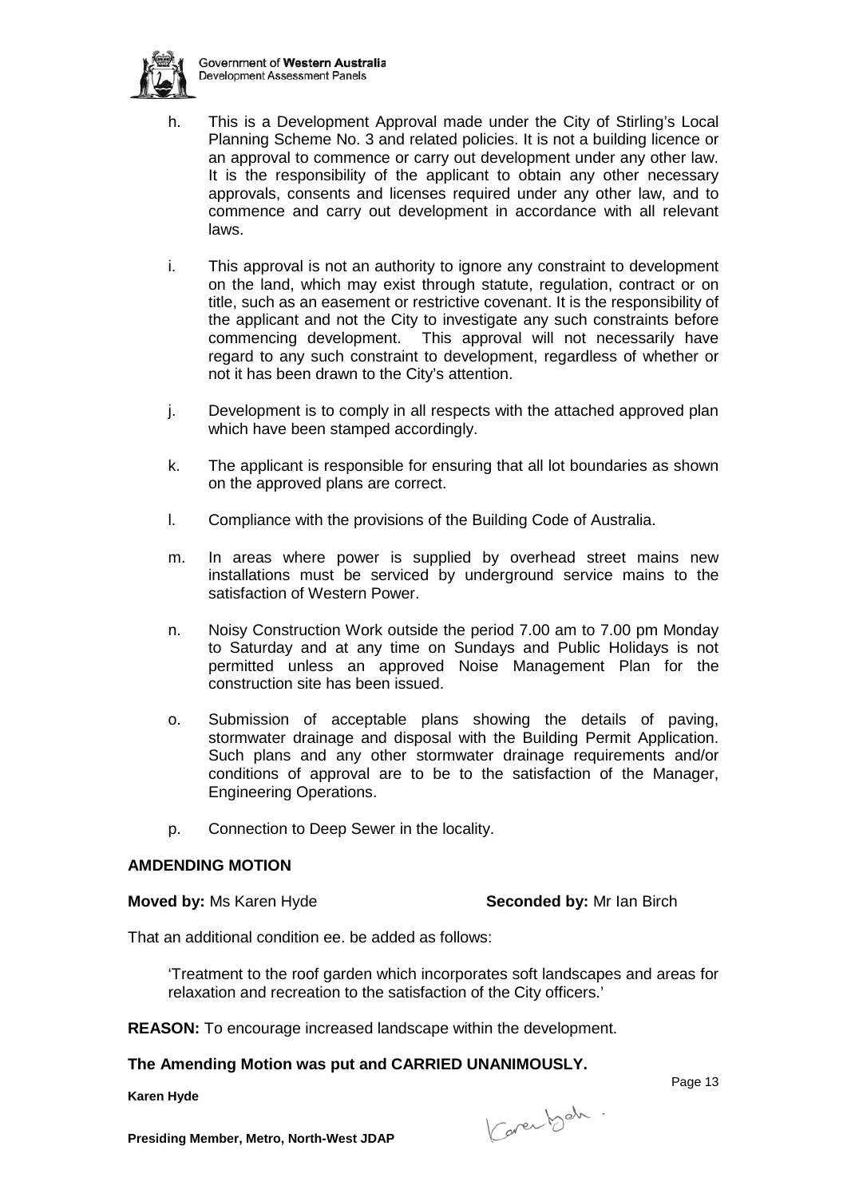h. This is a Development Approval made under the City of Stirling's Local Planning Scheme No. 3 and related policies. It is not a building licence or an approval to commence or carry out development under any other law. It is the responsibility of the applicant to obtain any other necessary approvals, consents and licenses required under any other law, and to commence and carry out development in accordance with all relevant laws.

i. This approval is not an authority to ignore any constraint to development on the land, which may exist through statute, regulation, contract or on title, such as an easement or restrictive covenant. It is the responsibility of the applicant and not the City to investigate any such constraints before commencing development. This approval will not necessarily have regard to any such constraint to development, regardless of whether or not it has been drawn to the City's attention.

j. Development is to comply in all respects with the attached approved plan which have been stamped accordingly.

k. The applicant is responsible for ensuring that all lot boundaries as shown on the approved plans are correct.

l. Compliance with the provisions of the Building Code of Australia.

m. In areas where power is supplied by overhead street mains new installations must be serviced by underground service mains to the satisfaction of Western Power.

n. Noisy Construction Work outside the period 7.00 am to 7.00 pm Monday to Saturday and at any time on Sundays and Public Holidays is not permitted unless an approved Noise Management Plan for the construction site has been issued.

o. Submission of acceptable plans showing the details of paving, stormwater drainage and disposal with the Building Permit Application. Such plans and any other stormwater drainage requirements and/or conditions of approval are to be to the satisfaction of the Manager, Engineering Operations.

p. Connection to Deep Sewer in the locality.

**AMDENDING MOTION**

**Moved by:** Ms Karen Hyde **Seconded by:** Mr Ian Birch

That an additional condition ee. be added as follows:

'Treatment to the roof garden which incorporates soft landscapes and areas for relaxation and recreation to the satisfaction of the City officers.'

**REASON:** To encourage increased landscape within the development.

**The Amending Motion was put and CARRIED UNANIMOUSLY.**

**Karen Hyde**

**Presiding Member, Metro, North-West JDAP**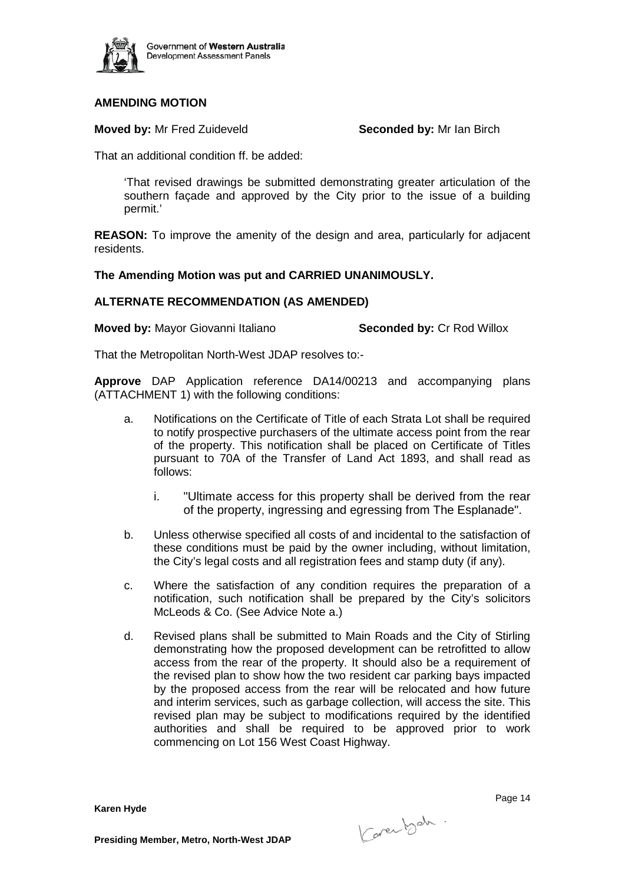**AMENDING MOTION**

**Moved by:** Mr Fred Zuideveld **Seconded by:** Mr Ian Birch

That an additional condition ff. be added:

> 'That revised drawings be submitted demonstrating greater articulation of the southern façade and approved by the City prior to the issue of a building permit.'

**REASON:** To improve the amenity of the design and area, particularly for adjacent residents.

**The Amending Motion was put and CARRIED UNANIMOUSLY.**

**ALTERNATE RECOMMENDATION (AS AMENDED)**

**Moved by:** Mayor Giovanni Italiano **Seconded by:** Cr Rod Willox

That the Metropolitan North-West JDAP resolves to:-

**Approve** DAP Application reference DA14/00213 and accompanying plans (ATTACHMENT 1) with the following conditions:

a. Notifications on the Certificate of Title of each Strata Lot shall be required to notify prospective purchasers of the ultimate access point from the rear of the property. This notification shall be placed on Certificate of Titles pursuant to 70A of the Transfer of Land Act 1893, and shall read as follows:

   i. "Ultimate access for this property shall be derived from the rear of the property, ingressing and egressing from The Esplanade".

b. Unless otherwise specified all costs of and incidental to the satisfaction of these conditions must be paid by the owner including, without limitation, the City's legal costs and all registration fees and stamp duty (if any).

c. Where the satisfaction of any condition requires the preparation of a notification, such notification shall be prepared by the City's solicitors McLeods & Co. (See Advice Note a.)

d. Revised plans shall be submitted to Main Roads and the City of Stirling demonstrating how the proposed development can be retrofitted to allow access from the rear of the property. It should also be a requirement of the revised plan to show how the two resident car parking bays impacted by the proposed access from the rear will be relocated and how future and interim services, such as garbage collection, will access the site. This revised plan may be subject to modifications required by the identified authorities and shall be required to be approved prior to work commencing on Lot 156 West Coast Highway.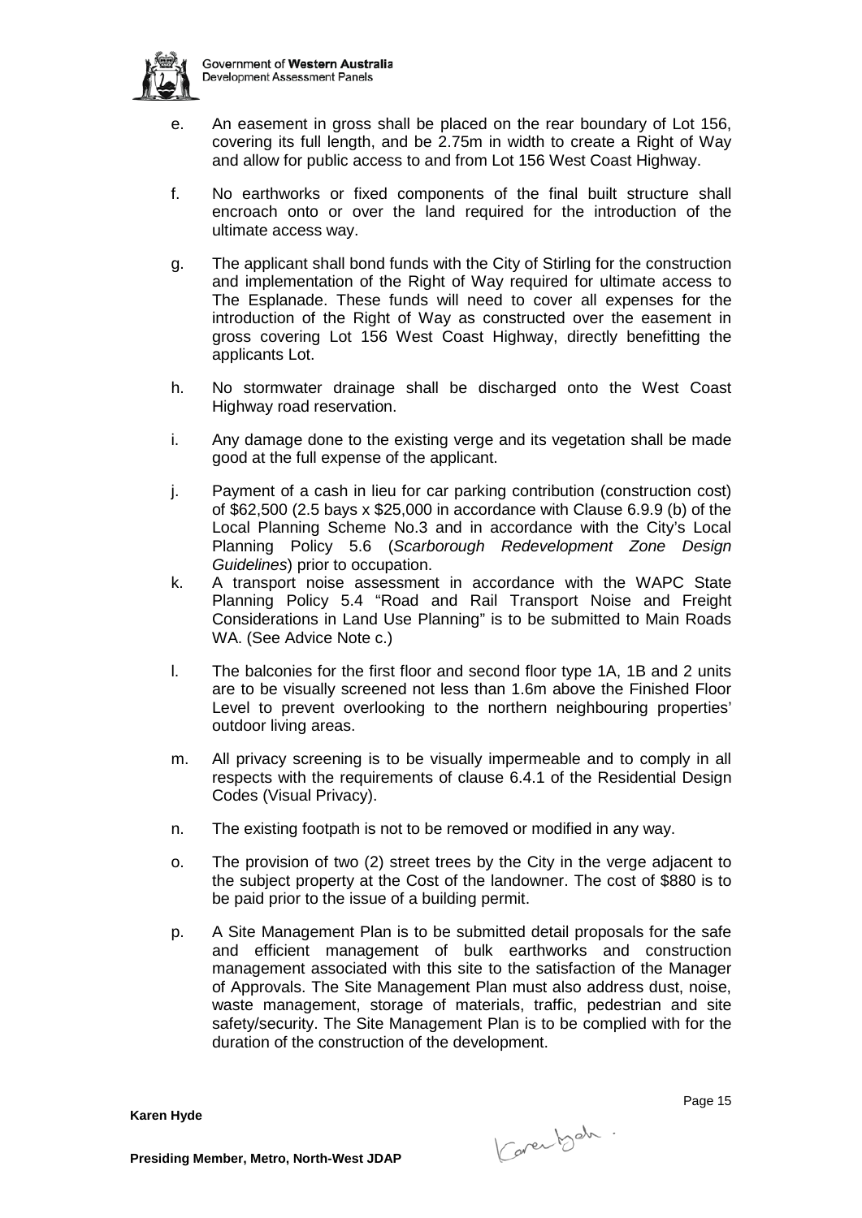e. An easement in gross shall be placed on the rear boundary of Lot 156, covering its full length, and be 2.75m in width to create a Right of Way and allow for public access to and from Lot 156 West Coast Highway.

f. No earthworks or fixed components of the final built structure shall encroach onto or over the land required for the introduction of the ultimate access way.

g. The applicant shall bond funds with the City of Stirling for the construction and implementation of the Right of Way required for ultimate access to The Esplanade. These funds will need to cover all expenses for the introduction of the Right of Way as constructed over the easement in gross covering Lot 156 West Coast Highway, directly benefitting the applicants Lot.

h. No stormwater drainage shall be discharged onto the West Coast Highway road reservation.

i. Any damage done to the existing verge and its vegetation shall be made good at the full expense of the applicant.

j. Payment of a cash in lieu for car parking contribution (construction cost) of $62,500 (2.5 bays x $25,000 in accordance with Clause 6.9.9 (b) of the Local Planning Scheme No.3 and in accordance with the City's Local Planning Policy 5.6 (*Scarborough Redevelopment Zone Design Guidelines*) prior to occupation.

k. A transport noise assessment in accordance with the WAPC State Planning Policy 5.4 "Road and Rail Transport Noise and Freight Considerations in Land Use Planning" is to be submitted to Main Roads WA. (See Advice Note c.)

l. The balconies for the first floor and second floor type 1A, 1B and 2 units are to be visually screened not less than 1.6m above the Finished Floor Level to prevent overlooking to the northern neighbouring properties' outdoor living areas.

m. All privacy screening is to be visually impermeable and to comply in all respects with the requirements of clause 6.4.1 of the Residential Design Codes (Visual Privacy).

n. The existing footpath is not to be removed or modified in any way.

o. The provision of two (2) street trees by the City in the verge adjacent to the subject property at the Cost of the landowner. The cost of $880 is to be paid prior to the issue of a building permit.

p. A Site Management Plan is to be submitted detail proposals for the safe and efficient management of bulk earthworks and construction management associated with this site to the satisfaction of the Manager of Approvals. The Site Management Plan must also address dust, noise, waste management, storage of materials, traffic, pedestrian and site safety/security. The Site Management Plan is to be complied with for the duration of the construction of the development.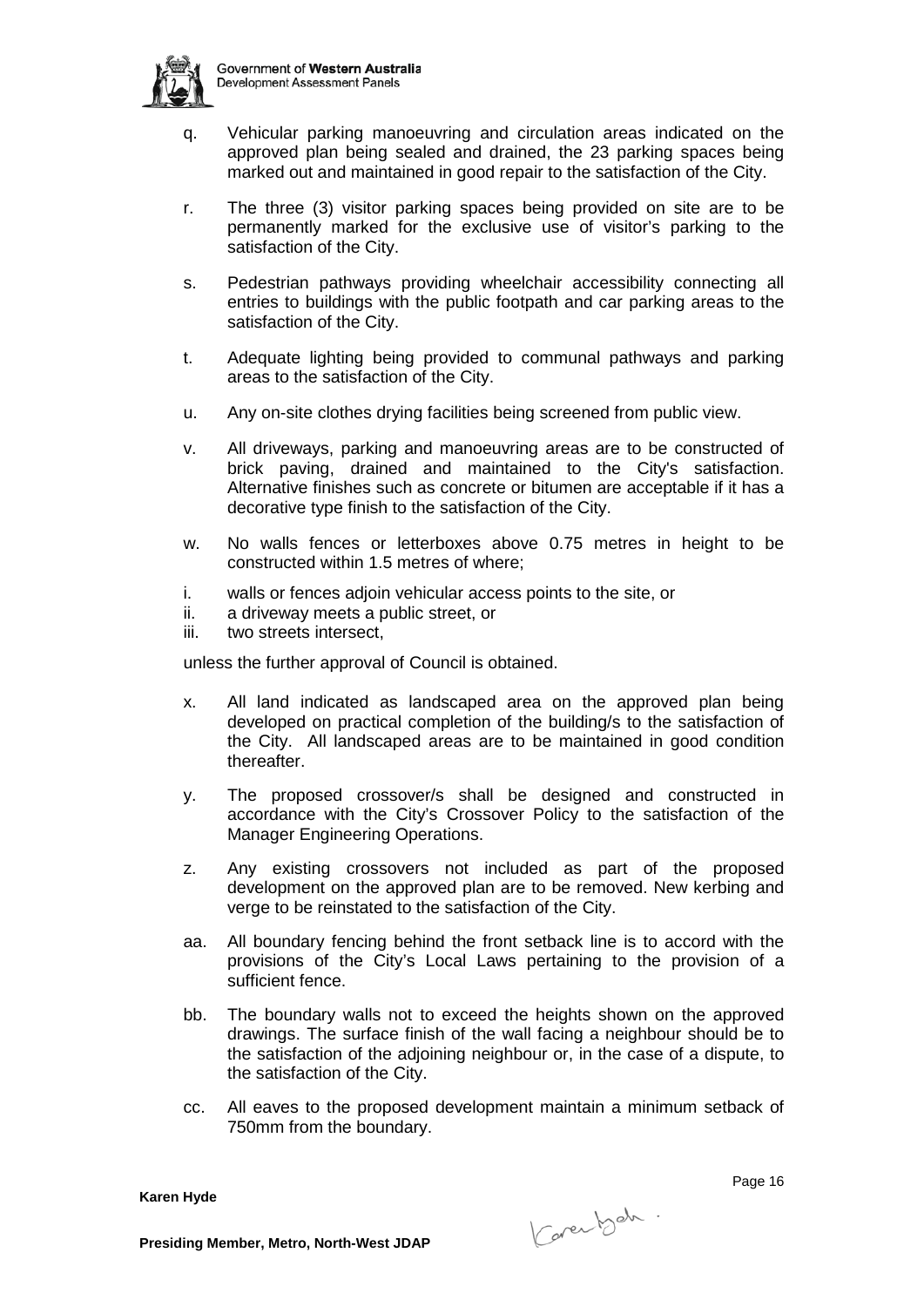q. Vehicular parking manoeuvring and circulation areas indicated on the approved plan being sealed and drained, the 23 parking spaces being marked out and maintained in good repair to the satisfaction of the City.

r. The three (3) visitor parking spaces being provided on site are to be permanently marked for the exclusive use of visitor's parking to the satisfaction of the City.

s. Pedestrian pathways providing wheelchair accessibility connecting all entries to buildings with the public footpath and car parking areas to the satisfaction of the City.

t. Adequate lighting being provided to communal pathways and parking areas to the satisfaction of the City.

u. Any on-site clothes drying facilities being screened from public view.

v. All driveways, parking and manoeuvring areas are to be constructed of brick paving, drained and maintained to the City's satisfaction. Alternative finishes such as concrete or bitumen are acceptable if it has a decorative type finish to the satisfaction of the City.

w. No walls fences or letterboxes above 0.75 metres in height to be constructed within 1.5 metres of where;

i. walls or fences adjoin vehicular access points to the site, or
ii. a driveway meets a public street, or
iii. two streets intersect,

unless the further approval of Council is obtained.

x. All land indicated as landscaped area on the approved plan being developed on practical completion of the building/s to the satisfaction of the City. All landscaped areas are to be maintained in good condition thereafter.

y. The proposed crossover/s shall be designed and constructed in accordance with the City's Crossover Policy to the satisfaction of the Manager Engineering Operations.

z. Any existing crossovers not included as part of the proposed development on the approved plan are to be removed. New kerbing and verge to be reinstated to the satisfaction of the City.

aa. All boundary fencing behind the front setback line is to accord with the provisions of the City's Local Laws pertaining to the provision of a sufficient fence.

bb. The boundary walls not to exceed the heights shown on the approved drawings. The surface finish of the wall facing a neighbour should be to the satisfaction of the adjoining neighbour or, in the case of a dispute, to the satisfaction of the City.

cc. All eaves to the proposed development maintain a minimum setback of 750mm from the boundary.

**Karen Hyde**

**Presiding Member, Metro, North-West JDAP**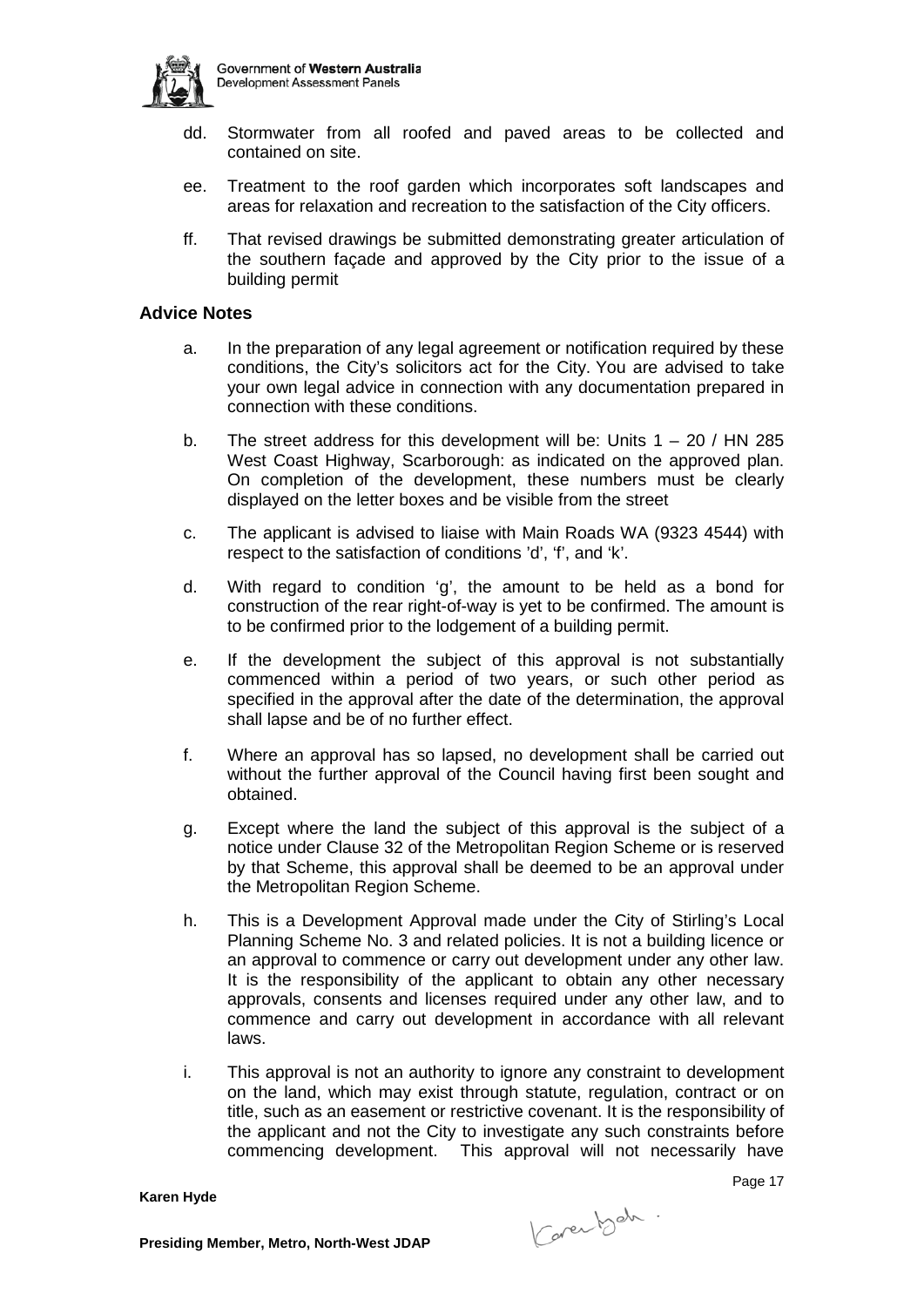dd. Stormwater from all roofed and paved areas to be collected and contained on site.

ee. Treatment to the roof garden which incorporates soft landscapes and areas for relaxation and recreation to the satisfaction of the City officers.

ff. That revised drawings be submitted demonstrating greater articulation of the southern façade and approved by the City prior to the issue of a building permit

## Advice Notes

a. In the preparation of any legal agreement or notification required by these conditions, the City's solicitors act for the City. You are advised to take your own legal advice in connection with any documentation prepared in connection with these conditions.

b. The street address for this development will be: Units 1 – 20 / HN 285 West Coast Highway, Scarborough: as indicated on the approved plan. On completion of the development, these numbers must be clearly displayed on the letter boxes and be visible from the street

c. The applicant is advised to liaise with Main Roads WA (9323 4544) with respect to the satisfaction of conditions 'd', 'f', and 'k'.

d. With regard to condition 'g', the amount to be held as a bond for construction of the rear right-of-way is yet to be confirmed. The amount is to be confirmed prior to the lodgement of a building permit.

e. If the development the subject of this approval is not substantially commenced within a period of two years, or such other period as specified in the approval after the date of the determination, the approval shall lapse and be of no further effect.

f. Where an approval has so lapsed, no development shall be carried out without the further approval of the Council having first been sought and obtained.

g. Except where the land the subject of this approval is the subject of a notice under Clause 32 of the Metropolitan Region Scheme or is reserved by that Scheme, this approval shall be deemed to be an approval under the Metropolitan Region Scheme.

h. This is a Development Approval made under the City of Stirling's Local Planning Scheme No. 3 and related policies. It is not a building licence or an approval to commence or carry out development under any other law. It is the responsibility of the applicant to obtain any other necessary approvals, consents and licenses required under any other law, and to commence and carry out development in accordance with all relevant laws.

i. This approval is not an authority to ignore any constraint to development on the land, which may exist through statute, regulation, contract or on title, such as an easement or restrictive covenant. It is the responsibility of the applicant and not the City to investigate any such constraints before commencing development. This approval will not necessarily have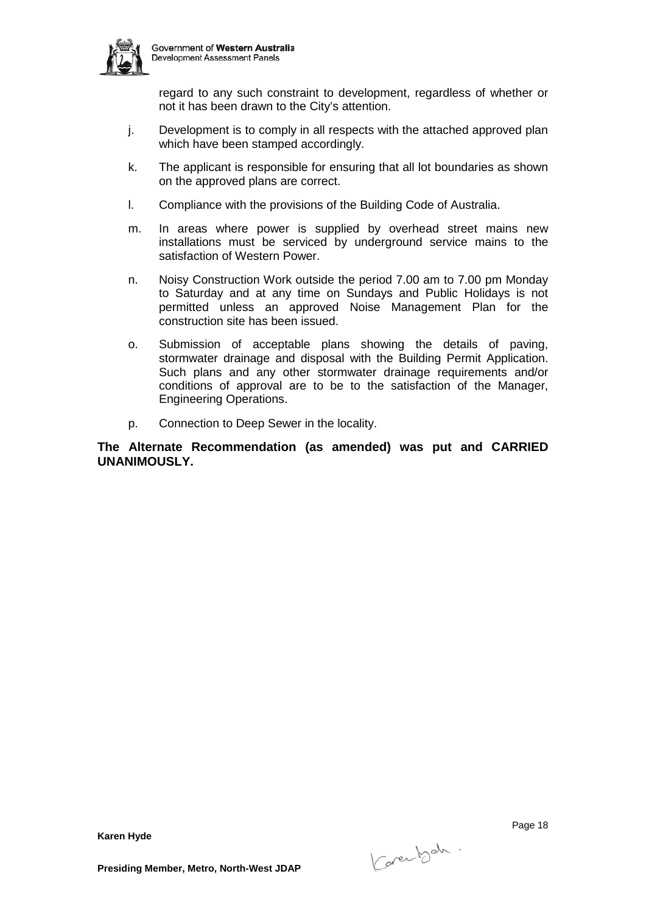regard to any such constraint to development, regardless of whether or not it has been drawn to the City's attention.

j. Development is to comply in all respects with the attached approved plan which have been stamped accordingly.

k. The applicant is responsible for ensuring that all lot boundaries as shown on the approved plans are correct.

l. Compliance with the provisions of the Building Code of Australia.

m. In areas where power is supplied by overhead street mains new installations must be serviced by underground service mains to the satisfaction of Western Power.

n. Noisy Construction Work outside the period 7.00 am to 7.00 pm Monday to Saturday and at any time on Sundays and Public Holidays is not permitted unless an approved Noise Management Plan for the construction site has been issued.

o. Submission of acceptable plans showing the details of paving, stormwater drainage and disposal with the Building Permit Application. Such plans and any other stormwater drainage requirements and/or conditions of approval are to be to the satisfaction of the Manager, Engineering Operations.

p. Connection to Deep Sewer in the locality.

**The Alternate Recommendation (as amended) was put and CARRIED UNANIMOUSLY.**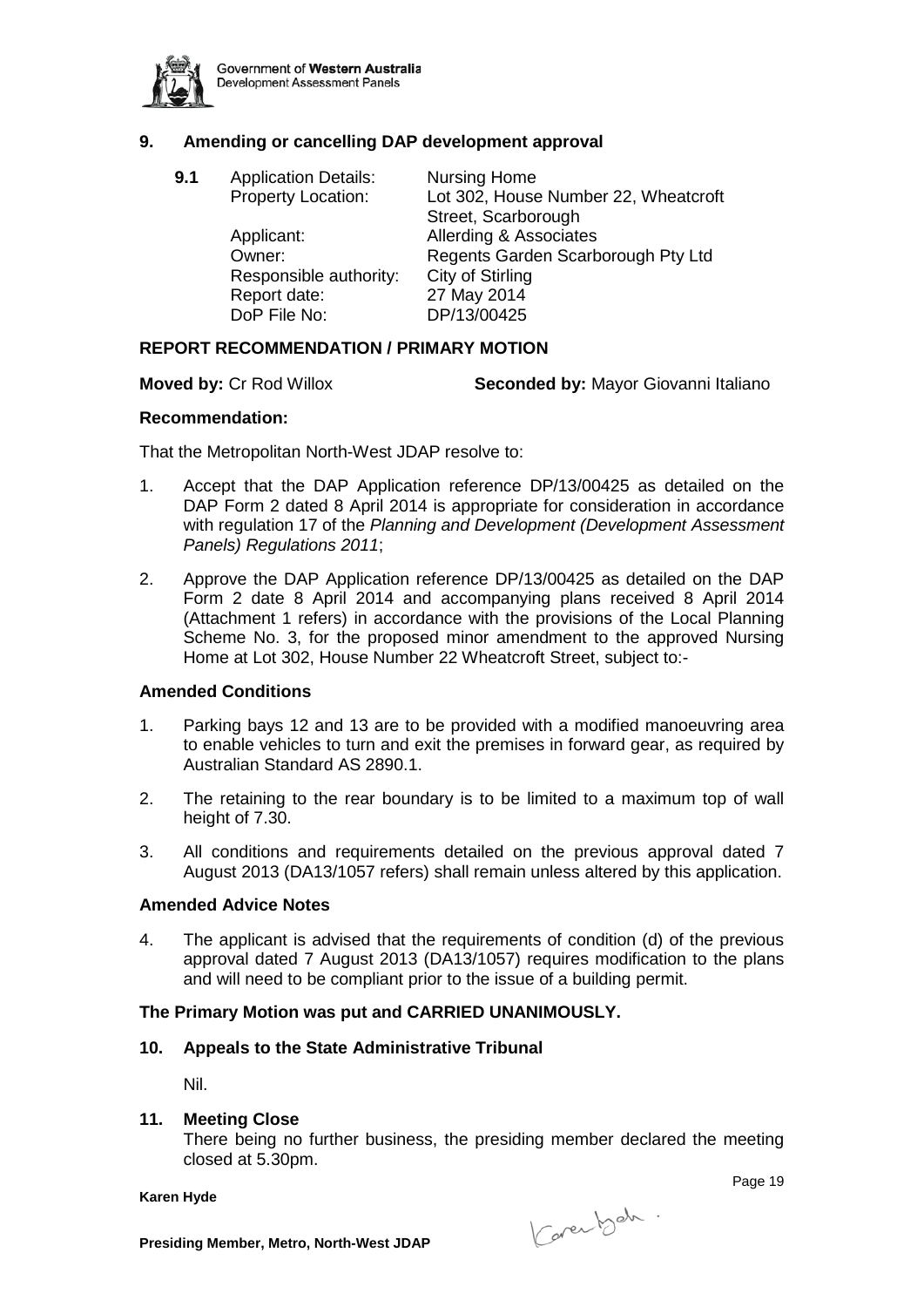## 9. Amending or cancelling DAP development approval

**9.1** 

| | |
|---|---|
| Application Details: | Nursing Home |
| Property Location: | Lot 302, House Number 22, Wheatcroft Street, Scarborough |
| Applicant: | Allerding & Associates |
| Owner: | Regents Garden Scarborough Pty Ltd |
| Responsible authority: | City of Stirling |
| Report date: | 27 May 2014 |
| DoP File No: | DP/13/00425 |

**REPORT RECOMMENDATION / PRIMARY MOTION**

**Moved by:** Cr Rod Willox **Seconded by:** Mayor Giovanni Italiano

**Recommendation:**

That the Metropolitan North-West JDAP resolve to:

1. Accept that the DAP Application reference DP/13/00425 as detailed on the DAP Form 2 dated 8 April 2014 is appropriate for consideration in accordance with regulation 17 of the *Planning and Development (Development Assessment Panels) Regulations 2011*;

2. Approve the DAP Application reference DP/13/00425 as detailed on the DAP Form 2 date 8 April 2014 and accompanying plans received 8 April 2014 (Attachment 1 refers) in accordance with the provisions of the Local Planning Scheme No. 3, for the proposed minor amendment to the approved Nursing Home at Lot 302, House Number 22 Wheatcroft Street, subject to:-

**Amended Conditions**

1. Parking bays 12 and 13 are to be provided with a modified manoeuvring area to enable vehicles to turn and exit the premises in forward gear, as required by Australian Standard AS 2890.1.

2. The retaining to the rear boundary is to be limited to a maximum top of wall height of 7.30.

3. All conditions and requirements detailed on the previous approval dated 7 August 2013 (DA13/1057 refers) shall remain unless altered by this application.

**Amended Advice Notes**

4. The applicant is advised that the requirements of condition (d) of the previous approval dated 7 August 2013 (DA13/1057) requires modification to the plans and will need to be compliant prior to the issue of a building permit.

**The Primary Motion was put and CARRIED UNANIMOUSLY.**

## 10. Appeals to the State Administrative Tribunal

Nil.

## 11. Meeting Close

There being no further business, the presiding member declared the meeting closed at 5.30pm.

**Karen Hyde**

**Presiding Member, Metro, North-West JDAP**